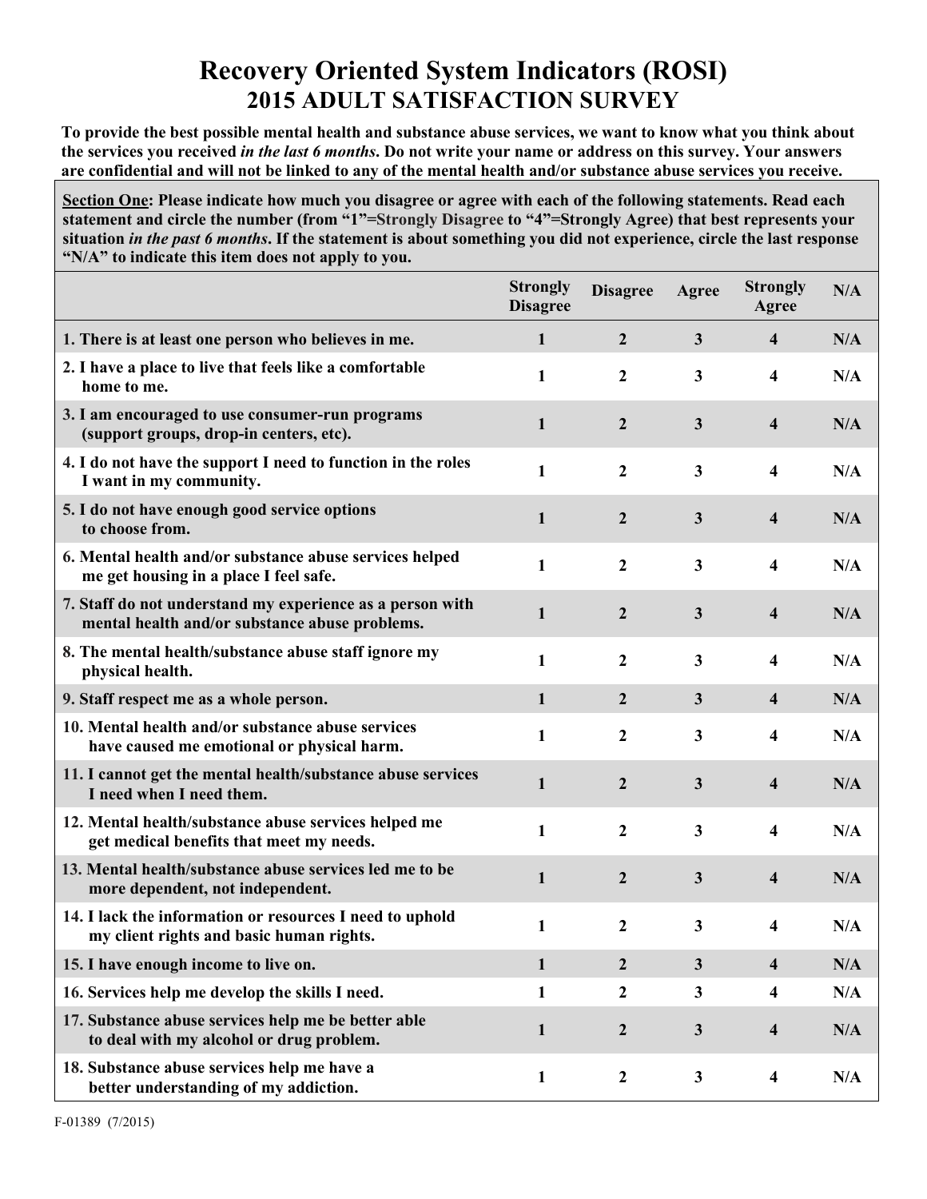# Recovery Oriented System Indicators (ROSI)

## 2015 ADULT SATISFACTION SURVEY

**To provide the best possible mental health and substance abuse services, we want to know what you think about the services you received *in the last 6 months*. Do not write your name or address on this survey. Your answers are confidential and will not be linked to any of the mental health and/or substance abuse services you receive.**

**Section One: Please indicate how much you disagree or agree with each of the following statements. Read each statement and circle the number (from "1"=Strongly Disagree to "4"=Strongly Agree) that best represents your situation *in the past 6 months*. If the statement is about something you did not experience, circle the last response "N/A" to indicate this item does not apply to you.**

| | Strongly Disagree | Disagree | Agree | Strongly Agree | N/A |
|---|---|---|---|---|---|
| 1. There is at least one person who believes in me. | 1 | 2 | 3 | 4 | N/A |
| 2. I have a place to live that feels like a comfortable home to me. | 1 | 2 | 3 | 4 | N/A |
| 3. I am encouraged to use consumer-run programs (support groups, drop-in centers, etc). | 1 | 2 | 3 | 4 | N/A |
| 4. I do not have the support I need to function in the roles I want in my community. | 1 | 2 | 3 | 4 | N/A |
| 5. I do not have enough good service options to choose from. | 1 | 2 | 3 | 4 | N/A |
| 6. Mental health and/or substance abuse services helped me get housing in a place I feel safe. | 1 | 2 | 3 | 4 | N/A |
| 7. Staff do not understand my experience as a person with mental health and/or substance abuse problems. | 1 | 2 | 3 | 4 | N/A |
| 8. The mental health/substance abuse staff ignore my physical health. | 1 | 2 | 3 | 4 | N/A |
| 9. Staff respect me as a whole person. | 1 | 2 | 3 | 4 | N/A |
| 10. Mental health and/or substance abuse services have caused me emotional or physical harm. | 1 | 2 | 3 | 4 | N/A |
| 11. I cannot get the mental health/substance abuse services I need when I need them. | 1 | 2 | 3 | 4 | N/A |
| 12. Mental health/substance abuse services helped me get medical benefits that meet my needs. | 1 | 2 | 3 | 4 | N/A |
| 13. Mental health/substance abuse services led me to be more dependent, not independent. | 1 | 2 | 3 | 4 | N/A |
| 14. I lack the information or resources I need to uphold my client rights and basic human rights. | 1 | 2 | 3 | 4 | N/A |
| 15. I have enough income to live on. | 1 | 2 | 3 | 4 | N/A |
| 16. Services help me develop the skills I need. | 1 | 2 | 3 | 4 | N/A |
| 17. Substance abuse services help me be better able to deal with my alcohol or drug problem. | 1 | 2 | 3 | 4 | N/A |
| 18. Substance abuse services help me have a better understanding of my addiction. | 1 | 2 | 3 | 4 | N/A |

F-01389 (7/2015)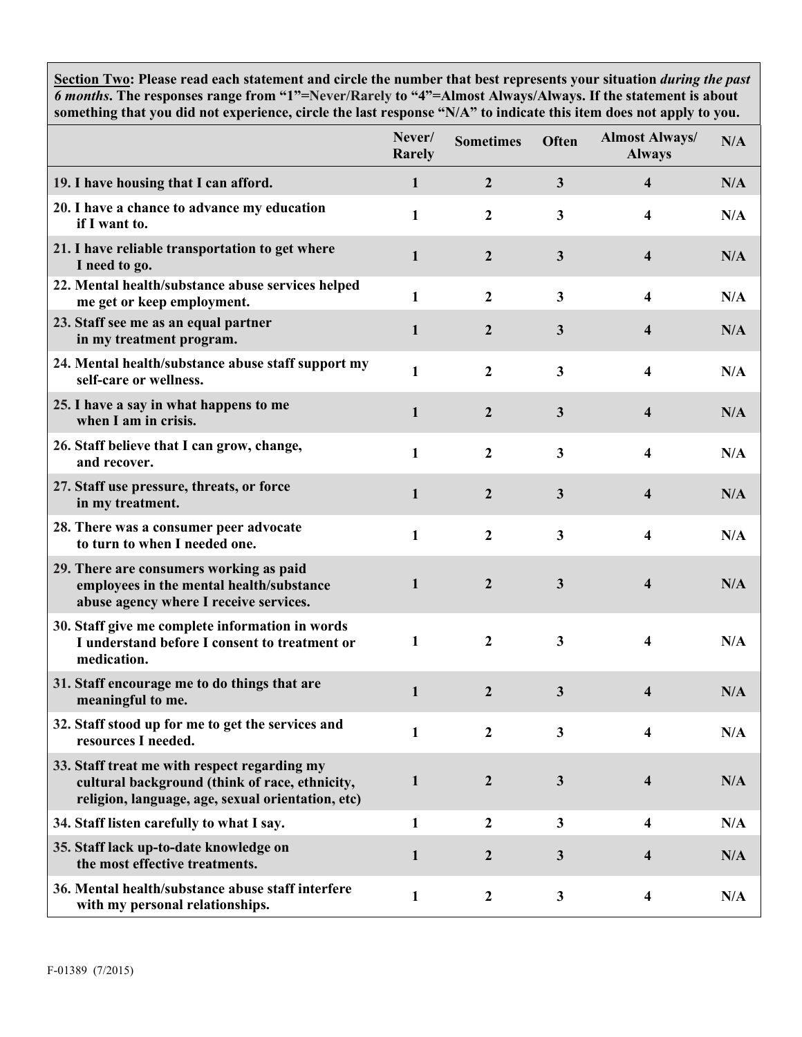**Section Two: Please read each statement and circle the number that best represents your situation *during the past 6 months*. The responses range from "1"=Never/Rarely to "4"=Almost Always/Always. If the statement is about something that you did not experience, circle the last response "N/A" to indicate this item does not apply to you.**

| | Never/ Rarely | Sometimes | Often | Almost Always/ Always | N/A |
|---|---|---|---|---|---|
| 19. I have housing that I can afford. | 1 | 2 | 3 | 4 | N/A |
| 20. I have a chance to advance my education if I want to. | 1 | 2 | 3 | 4 | N/A |
| 21. I have reliable transportation to get where I need to go. | 1 | 2 | 3 | 4 | N/A |
| 22. Mental health/substance abuse services helped me get or keep employment. | 1 | 2 | 3 | 4 | N/A |
| 23. Staff see me as an equal partner in my treatment program. | 1 | 2 | 3 | 4 | N/A |
| 24. Mental health/substance abuse staff support my self-care or wellness. | 1 | 2 | 3 | 4 | N/A |
| 25. I have a say in what happens to me when I am in crisis. | 1 | 2 | 3 | 4 | N/A |
| 26. Staff believe that I can grow, change, and recover. | 1 | 2 | 3 | 4 | N/A |
| 27. Staff use pressure, threats, or force in my treatment. | 1 | 2 | 3 | 4 | N/A |
| 28. There was a consumer peer advocate to turn to when I needed one. | 1 | 2 | 3 | 4 | N/A |
| 29. There are consumers working as paid employees in the mental health/substance abuse agency where I receive services. | 1 | 2 | 3 | 4 | N/A |
| 30. Staff give me complete information in words I understand before I consent to treatment or medication. | 1 | 2 | 3 | 4 | N/A |
| 31. Staff encourage me to do things that are meaningful to me. | 1 | 2 | 3 | 4 | N/A |
| 32. Staff stood up for me to get the services and resources I needed. | 1 | 2 | 3 | 4 | N/A |
| 33. Staff treat me with respect regarding my cultural background (think of race, ethnicity, religion, language, age, sexual orientation, etc) | 1 | 2 | 3 | 4 | N/A |
| 34. Staff listen carefully to what I say. | 1 | 2 | 3 | 4 | N/A |
| 35. Staff lack up-to-date knowledge on the most effective treatments. | 1 | 2 | 3 | 4 | N/A |
| 36. Mental health/substance abuse staff interfere with my personal relationships. | 1 | 2 | 3 | 4 | N/A |

F-01389 (7/2015)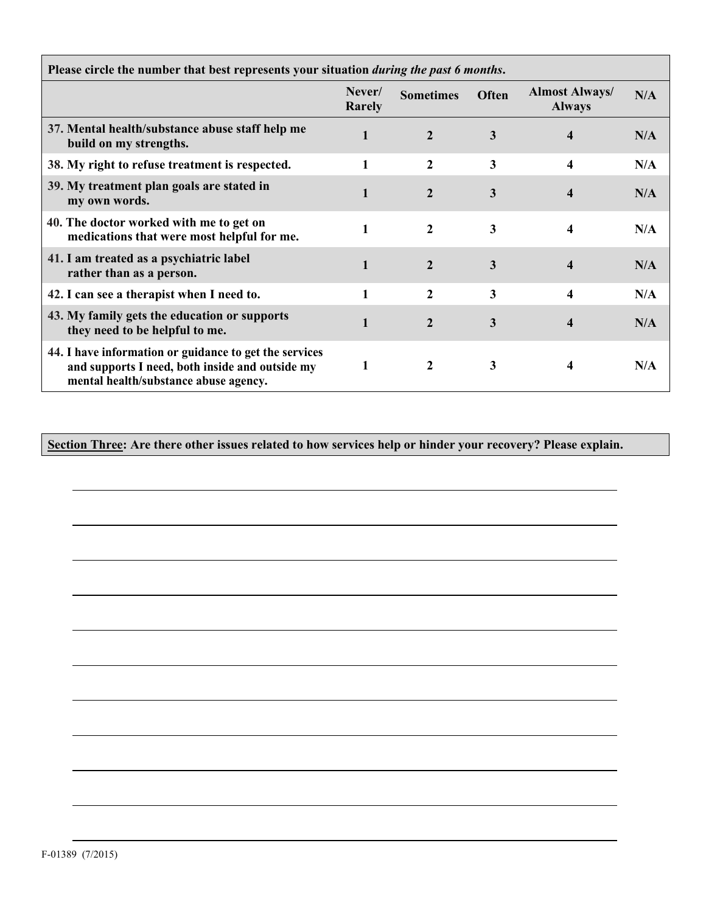| Please circle the number that best represents your situation *during the past 6 months*. | | | | | |
|---|---|---|---|---|---|
| | **Never/ Rarely** | **Sometimes** | **Often** | **Almost Always/ Always** | **N/A** |
| **37. Mental health/substance abuse staff help me build on my strengths.** | **1** | **2** | **3** | **4** | **N/A** |
| **38. My right to refuse treatment is respected.** | **1** | **2** | **3** | **4** | **N/A** |
| **39. My treatment plan goals are stated in my own words.** | **1** | **2** | **3** | **4** | **N/A** |
| **40. The doctor worked with me to get on medications that were most helpful for me.** | **1** | **2** | **3** | **4** | **N/A** |
| **41. I am treated as a psychiatric label rather than as a person.** | **1** | **2** | **3** | **4** | **N/A** |
| **42. I can see a therapist when I need to.** | **1** | **2** | **3** | **4** | **N/A** |
| **43. My family gets the education or supports they need to be helpful to me.** | **1** | **2** | **3** | **4** | **N/A** |
| **44. I have information or guidance to get the services and supports I need, both inside and outside my mental health/substance abuse agency.** | **1** | **2** | **3** | **4** | **N/A** |

**__Section Three__: Are there other issues related to how services help or hinder your recovery? Please explain.**

______________________________________________________________________________

______________________________________________________________________________

______________________________________________________________________________

______________________________________________________________________________

______________________________________________________________________________

______________________________________________________________________________

______________________________________________________________________________

______________________________________________________________________________

______________________________________________________________________________

______________________________________________________________________________

______________________________________________________________________________

F-01389 (7/2015)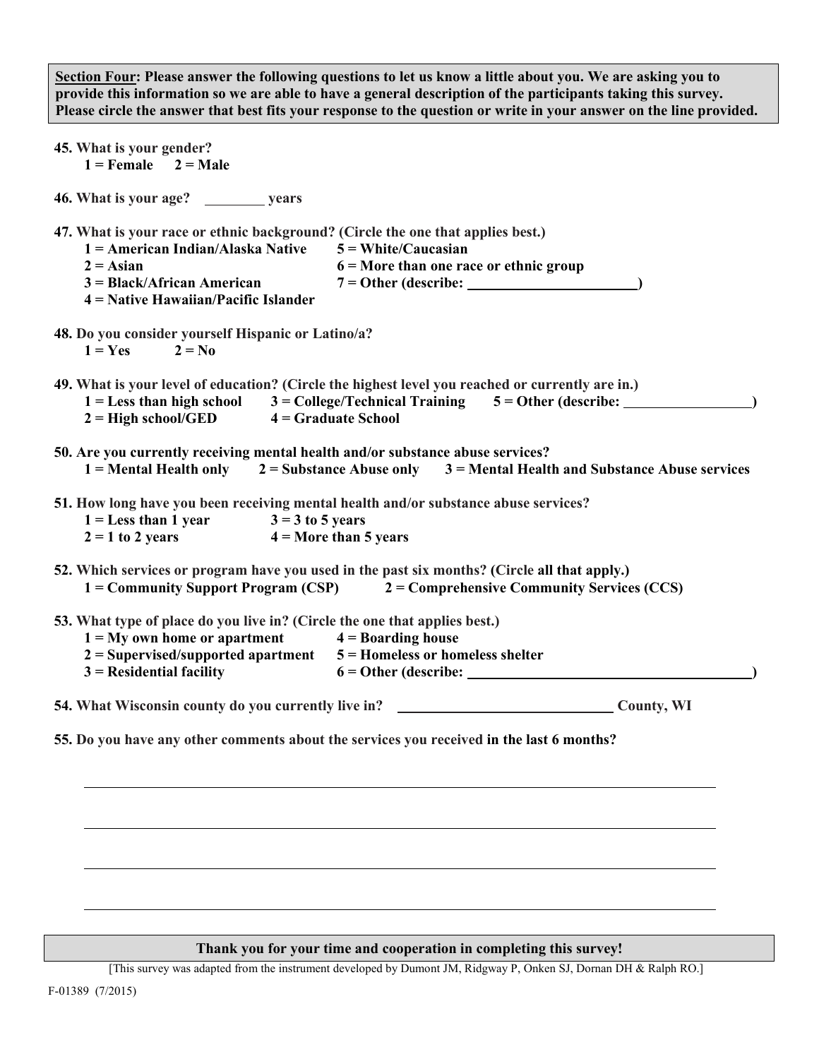**Section Four: Please answer the following questions to let us know a little about you. We are asking you to provide this information so we are able to have a general description of the participants taking this survey. Please circle the answer that best fits your response to the question or write in your answer on the line provided.**

**45. What is your gender?**
**1 = Female    2 = Male**

**46. What is your age? ________ years**

**47. What is your race or ethnic background? (Circle the one that applies best.)**
**1 = American Indian/Alaska Native**
**2 = Asian**
**3 = Black/African American**
**4 = Native Hawaiian/Pacific Islander**
**5 = White/Caucasian**
**6 = More than one race or ethnic group**
**7 = Other (describe: ________________________)**

**48. Do you consider yourself Hispanic or Latino/a?**
**1 = Yes    2 = No**

**49. What is your level of education? (Circle the highest level you reached or currently are in.)**
**1 = Less than high school**
**2 = High school/GED**
**3 = College/Technical Training**
**4 = Graduate School**
**5 = Other (describe: __________________)**

**50. Are you currently receiving mental health and/or substance abuse services?**
**1 = Mental Health only    2 = Substance Abuse only    3 = Mental Health and Substance Abuse services**

**51. How long have you been receiving mental health and/or substance abuse services?**
**1 = Less than 1 year**
**2 = 1 to 2 years**
**3 = 3 to 5 years**
**4 = More than 5 years**

**52. Which services or program have you used in the past six months? (Circle all that apply.)**
**1 = Community Support Program (CSP)    2 = Comprehensive Community Services (CCS)**

**53. What type of place do you live in? (Circle the one that applies best.)**
**1 = My own home or apartment**
**2 = Supervised/supported apartment**
**3 = Residential facility**
**4 = Boarding house**
**5 = Homeless or homeless shelter**
**6 = Other (describe: ________________________________________)**

**54. What Wisconsin county do you currently live in? ______________________________ County, WI**

**55. Do you have any other comments about the services you received in the last 6 months?**

______________________________________________________________________

______________________________________________________________________

______________________________________________________________________

______________________________________________________________________

**Thank you for your time and cooperation in completing this survey!**

[This survey was adapted from the instrument developed by Dumont JM, Ridgway P, Onken SJ, Dornan DH & Ralph RO.]

F-01389 (7/2015)